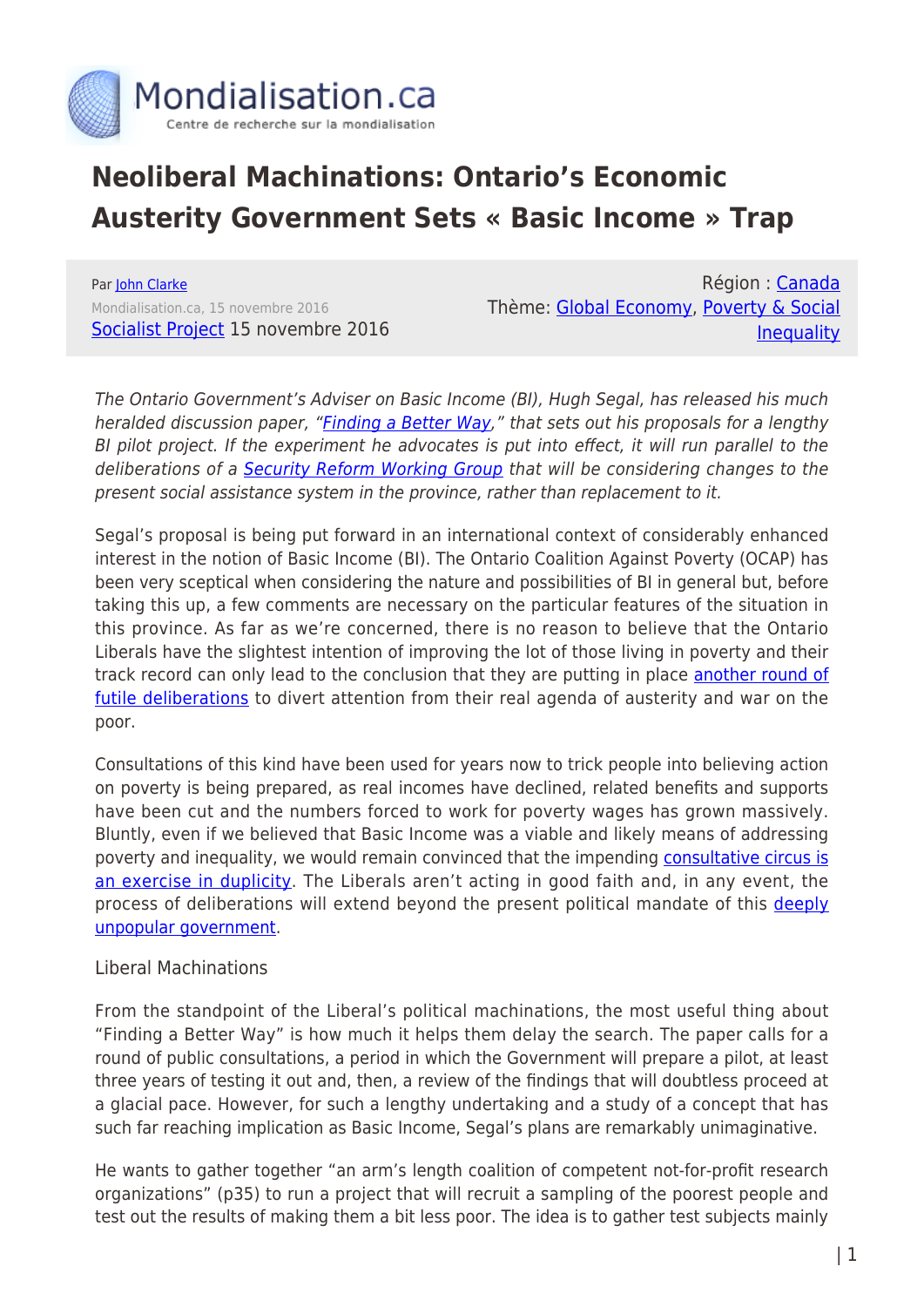# Neoliberal Machinations: Ontario's Economic Austerity Government Sets « Basic Income » Trap

Par John Clarke
Mondialisation.ca, 15 novembre 2016
Socialist Project 15 novembre 2016

Région : Canada
Thème: Global Economy, Poverty & Social Inequality

*The Ontario Government's Adviser on Basic Income (BI), Hugh Segal, has released his much heralded discussion paper, "Finding a Better Way," that sets out his proposals for a lengthy BI pilot project. If the experiment he advocates is put into effect, it will run parallel to the deliberations of a Security Reform Working Group that will be considering changes to the present social assistance system in the province, rather than replacement to it.*

Segal's proposal is being put forward in an international context of considerably enhanced interest in the notion of Basic Income (BI). The Ontario Coalition Against Poverty (OCAP) has been very sceptical when considering the nature and possibilities of BI in general but, before taking this up, a few comments are necessary on the particular features of the situation in this province. As far as we're concerned, there is no reason to believe that the Ontario Liberals have the slightest intention of improving the lot of those living in poverty and their track record can only lead to the conclusion that they are putting in place another round of futile deliberations to divert attention from their real agenda of austerity and war on the poor.

Consultations of this kind have been used for years now to trick people into believing action on poverty is being prepared, as real incomes have declined, related benefits and supports have been cut and the numbers forced to work for poverty wages has grown massively. Bluntly, even if we believed that Basic Income was a viable and likely means of addressing poverty and inequality, we would remain convinced that the impending consultative circus is an exercise in duplicity. The Liberals aren't acting in good faith and, in any event, the process of deliberations will extend beyond the present political mandate of this deeply unpopular government.

## Liberal Machinations

From the standpoint of the Liberal's political machinations, the most useful thing about "Finding a Better Way" is how much it helps them delay the search. The paper calls for a round of public consultations, a period in which the Government will prepare a pilot, at least three years of testing it out and, then, a review of the findings that will doubtless proceed at a glacial pace. However, for such a lengthy undertaking and a study of a concept that has such far reaching implication as Basic Income, Segal's plans are remarkably unimaginative.

He wants to gather together "an arm's length coalition of competent not-for-profit research organizations" (p35) to run a project that will recruit a sampling of the poorest people and test out the results of making them a bit less poor. The idea is to gather test subjects mainly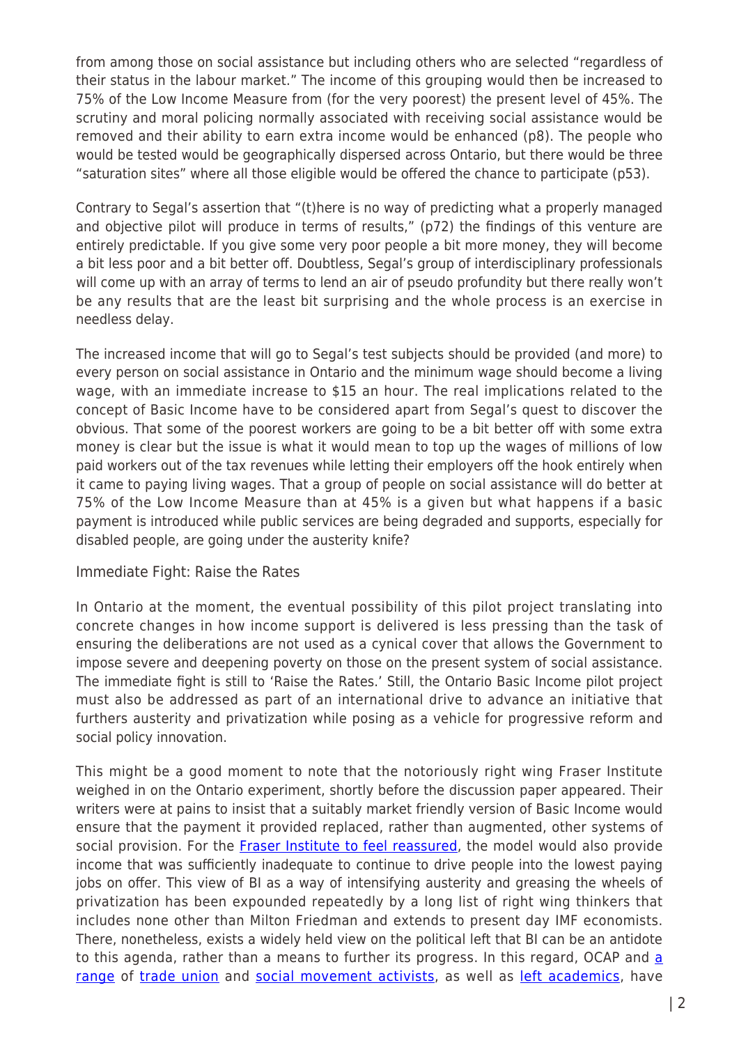from among those on social assistance but including others who are selected "regardless of their status in the labour market." The income of this grouping would then be increased to 75% of the Low Income Measure from (for the very poorest) the present level of 45%. The scrutiny and moral policing normally associated with receiving social assistance would be removed and their ability to earn extra income would be enhanced (p8). The people who would be tested would be geographically dispersed across Ontario, but there would be three "saturation sites" where all those eligible would be offered the chance to participate (p53).

Contrary to Segal's assertion that "(t)here is no way of predicting what a properly managed and objective pilot will produce in terms of results," (p72) the findings of this venture are entirely predictable. If you give some very poor people a bit more money, they will become a bit less poor and a bit better off. Doubtless, Segal's group of interdisciplinary professionals will come up with an array of terms to lend an air of pseudo profundity but there really won't be any results that are the least bit surprising and the whole process is an exercise in needless delay.

The increased income that will go to Segal's test subjects should be provided (and more) to every person on social assistance in Ontario and the minimum wage should become a living wage, with an immediate increase to $15 an hour. The real implications related to the concept of Basic Income have to be considered apart from Segal's quest to discover the obvious. That some of the poorest workers are going to be a bit better off with some extra money is clear but the issue is what it would mean to top up the wages of millions of low paid workers out of the tax revenues while letting their employers off the hook entirely when it came to paying living wages. That a group of people on social assistance will do better at 75% of the Low Income Measure than at 45% is a given but what happens if a basic payment is introduced while public services are being degraded and supports, especially for disabled people, are going under the austerity knife?

## Immediate Fight: Raise the Rates

In Ontario at the moment, the eventual possibility of this pilot project translating into concrete changes in how income support is delivered is less pressing than the task of ensuring the deliberations are not used as a cynical cover that allows the Government to impose severe and deepening poverty on those on the present system of social assistance. The immediate fight is still to 'Raise the Rates.' Still, the Ontario Basic Income pilot project must also be addressed as part of an international drive to advance an initiative that furthers austerity and privatization while posing as a vehicle for progressive reform and social policy innovation.

This might be a good moment to note that the notoriously right wing Fraser Institute weighed in on the Ontario experiment, shortly before the discussion paper appeared. Their writers were at pains to insist that a suitably market friendly version of Basic Income would ensure that the payment it provided replaced, rather than augmented, other systems of social provision. For the Fraser Institute to feel reassured, the model would also provide income that was sufficiently inadequate to continue to drive people into the lowest paying jobs on offer. This view of BI as a way of intensifying austerity and greasing the wheels of privatization has been expounded repeatedly by a long list of right wing thinkers that includes none other than Milton Friedman and extends to present day IMF economists. There, nonetheless, exists a widely held view on the political left that BI can be an antidote to this agenda, rather than a means to further its progress. In this regard, OCAP and a range of trade union and social movement activists, as well as left academics, have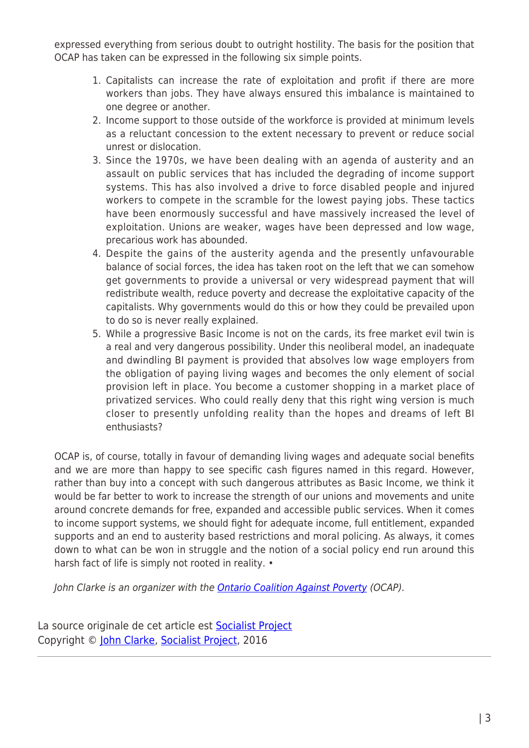expressed everything from serious doubt to outright hostility. The basis for the position that OCAP has taken can be expressed in the following six simple points.

1. Capitalists can increase the rate of exploitation and profit if there are more workers than jobs. They have always ensured this imbalance is maintained to one degree or another.
2. Income support to those outside of the workforce is provided at minimum levels as a reluctant concession to the extent necessary to prevent or reduce social unrest or dislocation.
3. Since the 1970s, we have been dealing with an agenda of austerity and an assault on public services that has included the degrading of income support systems. This has also involved a drive to force disabled people and injured workers to compete in the scramble for the lowest paying jobs. These tactics have been enormously successful and have massively increased the level of exploitation. Unions are weaker, wages have been depressed and low wage, precarious work has abounded.
4. Despite the gains of the austerity agenda and the presently unfavourable balance of social forces, the idea has taken root on the left that we can somehow get governments to provide a universal or very widespread payment that will redistribute wealth, reduce poverty and decrease the exploitative capacity of the capitalists. Why governments would do this or how they could be prevailed upon to do so is never really explained.
5. While a progressive Basic Income is not on the cards, its free market evil twin is a real and very dangerous possibility. Under this neoliberal model, an inadequate and dwindling BI payment is provided that absolves low wage employers from the obligation of paying living wages and becomes the only element of social provision left in place. You become a customer shopping in a market place of privatized services. Who could really deny that this right wing version is much closer to presently unfolding reality than the hopes and dreams of left BI enthusiasts?

OCAP is, of course, totally in favour of demanding living wages and adequate social benefits and we are more than happy to see specific cash figures named in this regard. However, rather than buy into a concept with such dangerous attributes as Basic Income, we think it would be far better to work to increase the strength of our unions and movements and unite around concrete demands for free, expanded and accessible public services. When it comes to income support systems, we should fight for adequate income, full entitlement, expanded supports and an end to austerity based restrictions and moral policing. As always, it comes down to what can be won in struggle and the notion of a social policy end run around this harsh fact of life is simply not rooted in reality. •

*John Clarke is an organizer with the Ontario Coalition Against Poverty (OCAP).*

La source originale de cet article est Socialist Project
Copyright © John Clarke, Socialist Project, 2016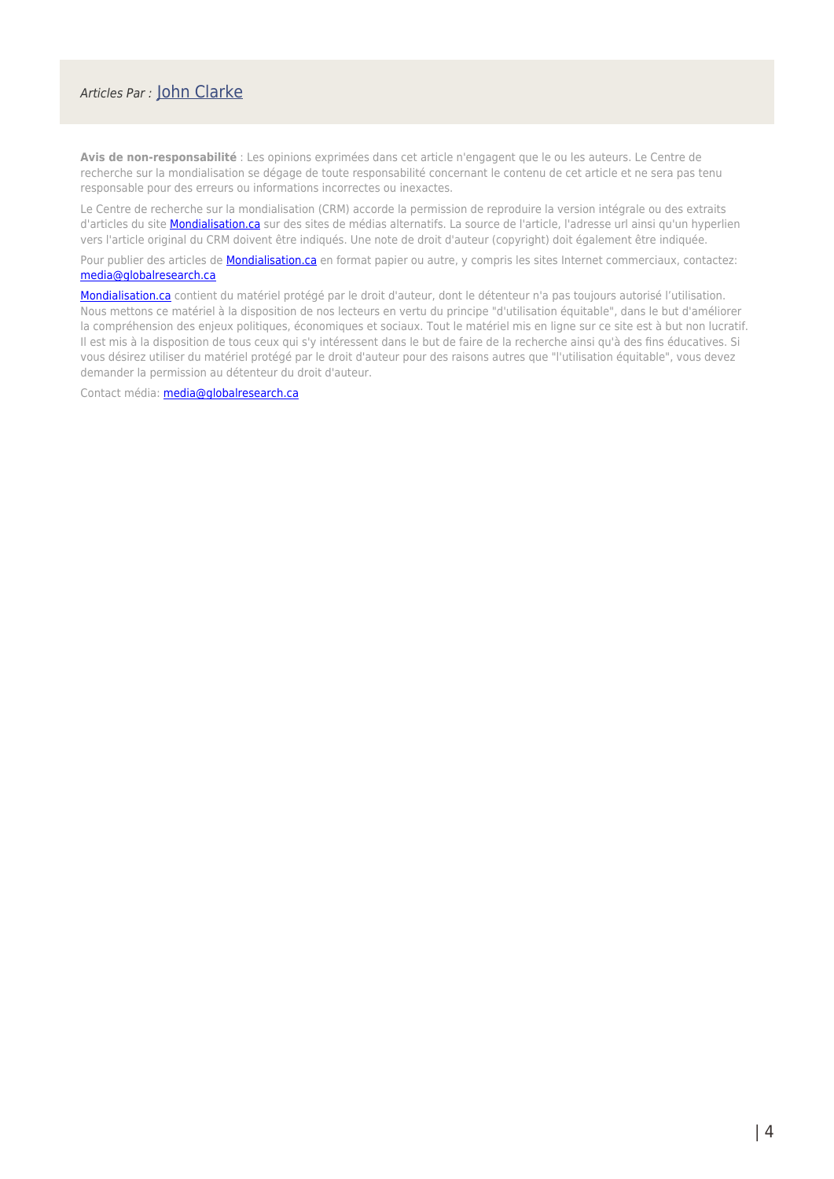*Articles Par :* [John Clarke](#)

**Avis de non-responsabilité** : Les opinions exprimées dans cet article n'engagent que le ou les auteurs. Le Centre de recherche sur la mondialisation se dégage de toute responsabilité concernant le contenu de cet article et ne sera pas tenu responsable pour des erreurs ou informations incorrectes ou inexactes.

Le Centre de recherche sur la mondialisation (CRM) accorde la permission de reproduire la version intégrale ou des extraits d'articles du site Mondialisation.ca sur des sites de médias alternatifs. La source de l'article, l'adresse url ainsi qu'un hyperlien vers l'article original du CRM doivent être indiqués. Une note de droit d'auteur (copyright) doit également être indiquée.

Pour publier des articles de Mondialisation.ca en format papier ou autre, y compris les sites Internet commerciaux, contactez: media@globalresearch.ca

Mondialisation.ca contient du matériel protégé par le droit d'auteur, dont le détenteur n'a pas toujours autorisé l'utilisation. Nous mettons ce matériel à la disposition de nos lecteurs en vertu du principe "d'utilisation équitable", dans le but d'améliorer la compréhension des enjeux politiques, économiques et sociaux. Tout le matériel mis en ligne sur ce site est à but non lucratif. Il est mis à la disposition de tous ceux qui s'y intéressent dans le but de faire de la recherche ainsi qu'à des fins éducatives. Si vous désirez utiliser du matériel protégé par le droit d'auteur pour des raisons autres que "l'utilisation équitable", vous devez demander la permission au détenteur du droit d'auteur.

Contact média: media@globalresearch.ca